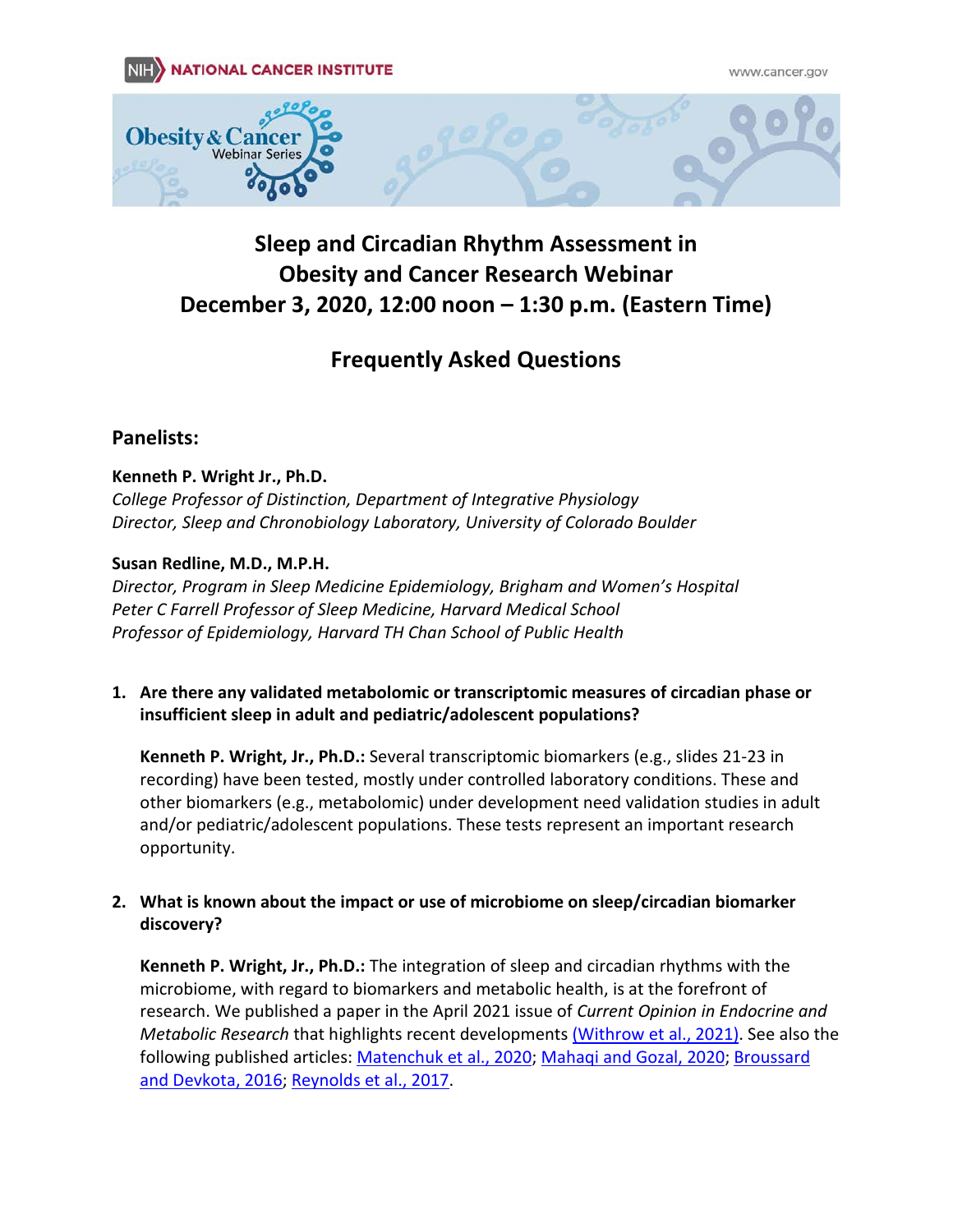# Sleep and Circadian Rhythm Assessment in Obesity and Cancer Research Webinar
## December 3, 2020, 12:00 noon – 1:30 p.m. (Eastern Time)

## Frequently Asked Questions

### Panelists:

**Kenneth P. Wright Jr., Ph.D.**
*College Professor of Distinction, Department of Integrative Physiology*
*Director, Sleep and Chronobiology Laboratory, University of Colorado Boulder*

**Susan Redline, M.D., M.P.H.**
*Director, Program in Sleep Medicine Epidemiology, Brigham and Women's Hospital*
*Peter C Farrell Professor of Sleep Medicine, Harvard Medical School*
*Professor of Epidemiology, Harvard TH Chan School of Public Health*

1. **Are there any validated metabolomic or transcriptomic measures of circadian phase or insufficient sleep in adult and pediatric/adolescent populations?**

   **Kenneth P. Wright, Jr., Ph.D.:** Several transcriptomic biomarkers (e.g., slides 21-23 in recording) have been tested, mostly under controlled laboratory conditions. These and other biomarkers (e.g., metabolomic) under development need validation studies in adult and/or pediatric/adolescent populations. These tests represent an important research opportunity.

2. **What is known about the impact or use of microbiome on sleep/circadian biomarker discovery?**

   **Kenneth P. Wright, Jr., Ph.D.:** The integration of sleep and circadian rhythms with the microbiome, with regard to biomarkers and metabolic health, is at the forefront of research. We published a paper in the April 2021 issue of *Current Opinion in Endocrine and Metabolic Research* that highlights recent developments (Withrow et al., 2021). See also the following published articles: Matenchuk et al., 2020; Mahaqi and Gozal, 2020; Broussard and Devkota, 2016; Reynolds et al., 2017.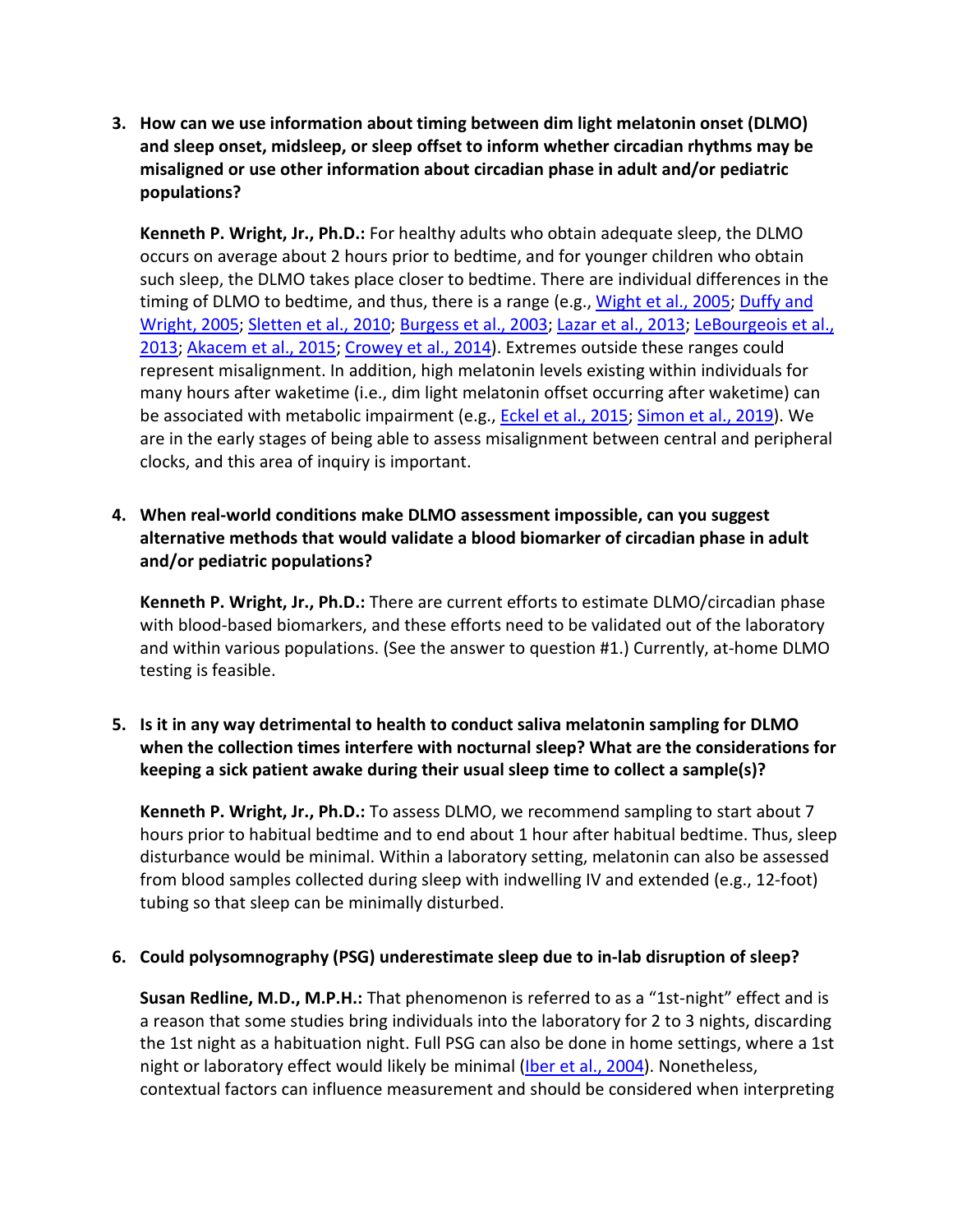3. **How can we use information about timing between dim light melatonin onset (DLMO) and sleep onset, midsleep, or sleep offset to inform whether circadian rhythms may be misaligned or use other information about circadian phase in adult and/or pediatric populations?**

   **Kenneth P. Wright, Jr., Ph.D.:** For healthy adults who obtain adequate sleep, the DLMO occurs on average about 2 hours prior to bedtime, and for younger children who obtain such sleep, the DLMO takes place closer to bedtime. There are individual differences in the timing of DLMO to bedtime, and thus, there is a range (e.g., [Wight et al., 2005](); [Duffy and Wright, 2005](); [Sletten et al., 2010](); [Burgess et al., 2003](); [Lazar et al., 2013](); [LeBourgeois et al., 2013](); [Akacem et al., 2015](); [Crowey et al., 2014]()). Extremes outside these ranges could represent misalignment. In addition, high melatonin levels existing within individuals for many hours after waketime (i.e., dim light melatonin offset occurring after waketime) can be associated with metabolic impairment (e.g., [Eckel et al., 2015](); [Simon et al., 2019]()). We are in the early stages of being able to assess misalignment between central and peripheral clocks, and this area of inquiry is important.

4. **When real-world conditions make DLMO assessment impossible, can you suggest alternative methods that would validate a blood biomarker of circadian phase in adult and/or pediatric populations?**

   **Kenneth P. Wright, Jr., Ph.D.:** There are current efforts to estimate DLMO/circadian phase with blood-based biomarkers, and these efforts need to be validated out of the laboratory and within various populations. (See the answer to question #1.) Currently, at-home DLMO testing is feasible.

5. **Is it in any way detrimental to health to conduct saliva melatonin sampling for DLMO when the collection times interfere with nocturnal sleep? What are the considerations for keeping a sick patient awake during their usual sleep time to collect a sample(s)?**

   **Kenneth P. Wright, Jr., Ph.D.:** To assess DLMO, we recommend sampling to start about 7 hours prior to habitual bedtime and to end about 1 hour after habitual bedtime. Thus, sleep disturbance would be minimal. Within a laboratory setting, melatonin can also be assessed from blood samples collected during sleep with indwelling IV and extended (e.g., 12-foot) tubing so that sleep can be minimally disturbed.

6. **Could polysomnography (PSG) underestimate sleep due to in-lab disruption of sleep?**

   **Susan Redline, M.D., M.P.H.:** That phenomenon is referred to as a "1st-night" effect and is a reason that some studies bring individuals into the laboratory for 2 to 3 nights, discarding the 1st night as a habituation night. Full PSG can also be done in home settings, where a 1st night or laboratory effect would likely be minimal ([Iber et al., 2004]()). Nonetheless, contextual factors can influence measurement and should be considered when interpreting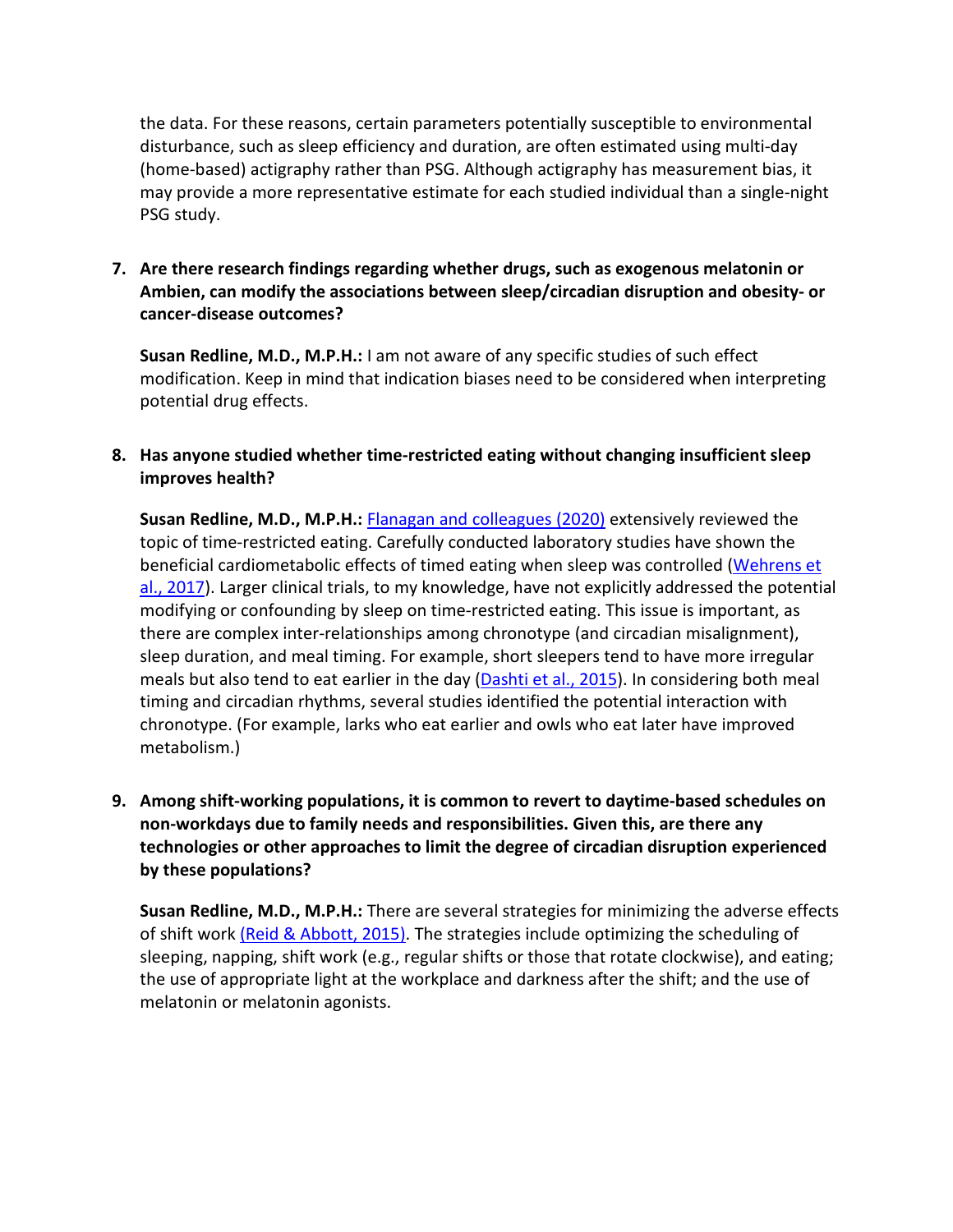the data. For these reasons, certain parameters potentially susceptible to environmental disturbance, such as sleep efficiency and duration, are often estimated using multi-day (home-based) actigraphy rather than PSG. Although actigraphy has measurement bias, it may provide a more representative estimate for each studied individual than a single-night PSG study.

7. **Are there research findings regarding whether drugs, such as exogenous melatonin or Ambien, can modify the associations between sleep/circadian disruption and obesity- or cancer-disease outcomes?**

   **Susan Redline, M.D., M.P.H.:** I am not aware of any specific studies of such effect modification. Keep in mind that indication biases need to be considered when interpreting potential drug effects.

8. **Has anyone studied whether time-restricted eating without changing insufficient sleep improves health?**

   **Susan Redline, M.D., M.P.H.:** Flanagan and colleagues (2020) extensively reviewed the topic of time-restricted eating. Carefully conducted laboratory studies have shown the beneficial cardiometabolic effects of timed eating when sleep was controlled (Wehrens et al., 2017). Larger clinical trials, to my knowledge, have not explicitly addressed the potential modifying or confounding by sleep on time-restricted eating. This issue is important, as there are complex inter-relationships among chronotype (and circadian misalignment), sleep duration, and meal timing. For example, short sleepers tend to have more irregular meals but also tend to eat earlier in the day (Dashti et al., 2015). In considering both meal timing and circadian rhythms, several studies identified the potential interaction with chronotype. (For example, larks who eat earlier and owls who eat later have improved metabolism.)

9. **Among shift-working populations, it is common to revert to daytime-based schedules on non-workdays due to family needs and responsibilities. Given this, are there any technologies or other approaches to limit the degree of circadian disruption experienced by these populations?**

   **Susan Redline, M.D., M.P.H.:** There are several strategies for minimizing the adverse effects of shift work (Reid & Abbott, 2015). The strategies include optimizing the scheduling of sleeping, napping, shift work (e.g., regular shifts or those that rotate clockwise), and eating; the use of appropriate light at the workplace and darkness after the shift; and the use of melatonin or melatonin agonists.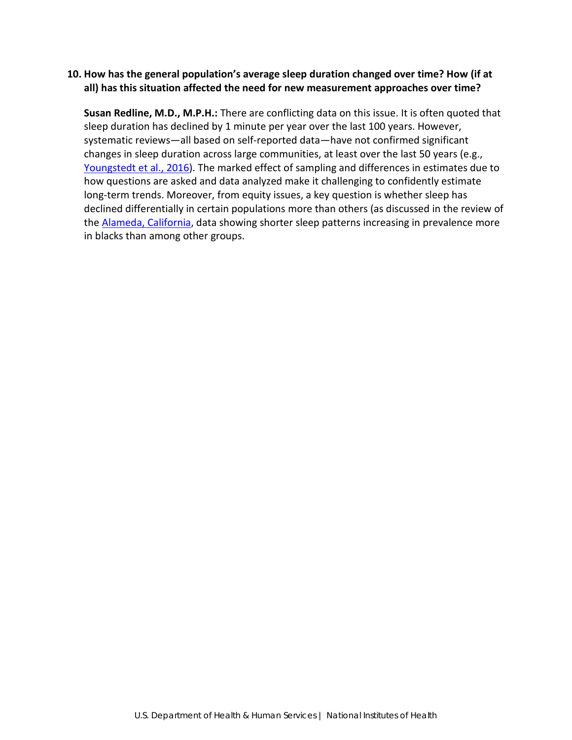**10. How has the general population's average sleep duration changed over time? How (if at all) has this situation affected the need for new measurement approaches over time?**

**Susan Redline, M.D., M.P.H.:** There are conflicting data on this issue. It is often quoted that sleep duration has declined by 1 minute per year over the last 100 years. However, systematic reviews—all based on self-reported data—have not confirmed significant changes in sleep duration across large communities, at least over the last 50 years (e.g., Youngstedt et al., 2016). The marked effect of sampling and differences in estimates due to how questions are asked and data analyzed make it challenging to confidently estimate long-term trends. Moreover, from equity issues, a key question is whether sleep has declined differentially in certain populations more than others (as discussed in the review of the Alameda, California, data showing shorter sleep patterns increasing in prevalence more in blacks than among other groups.